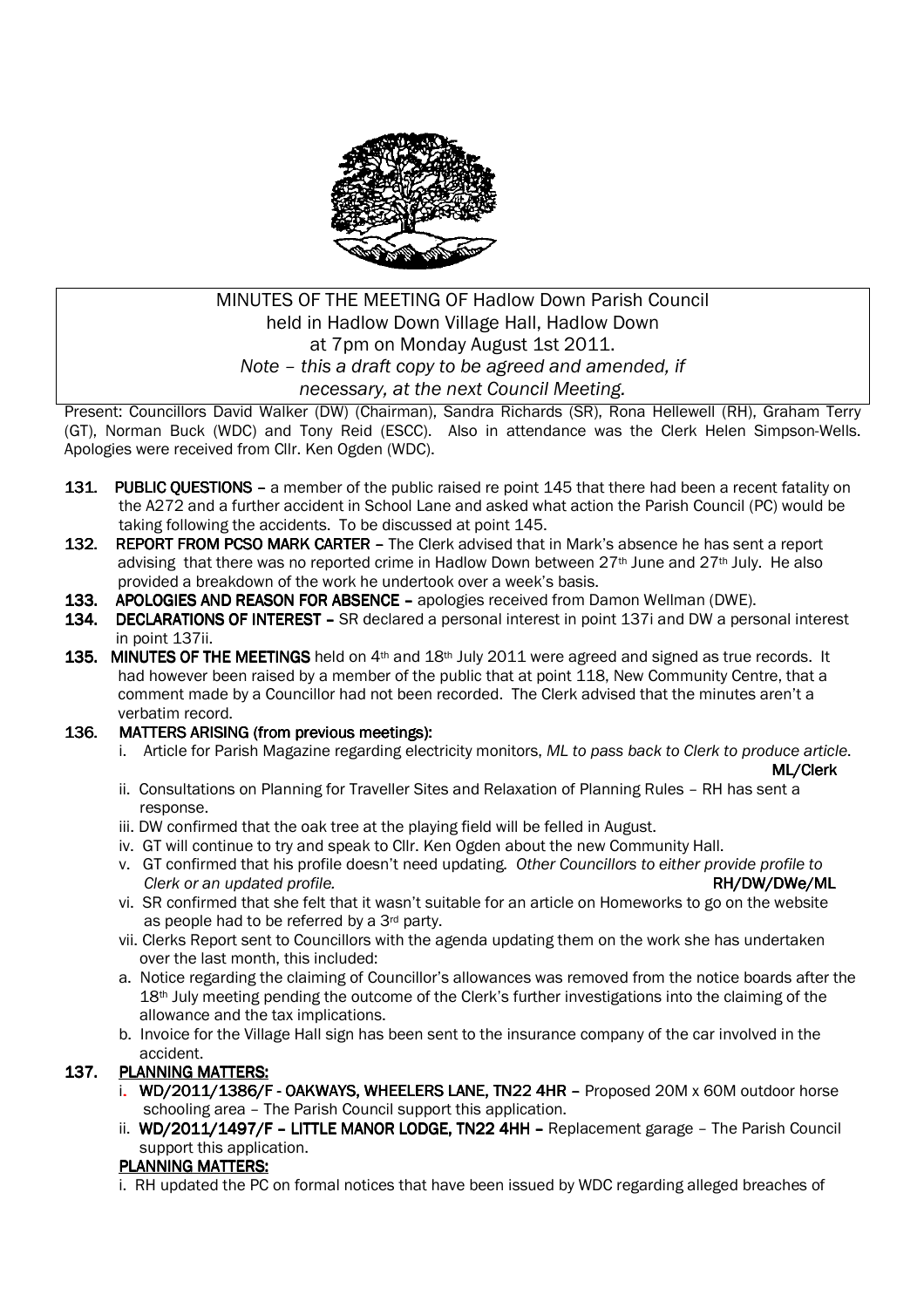MINUTES OF THE MEETING OF Hadlow Down Parish Council
held in Hadlow Down Village Hall, Hadlow Down
at 7pm on Monday August 1st 2011.
*Note – this a draft copy to be agreed and amended, if necessary, at the next Council Meeting.*

Present: Councillors David Walker (DW) (Chairman), Sandra Richards (SR), Rona Hellewell (RH), Graham Terry (GT), Norman Buck (WDC) and Tony Reid (ESCC). Also in attendance was the Clerk Helen Simpson-Wells. Apologies were received from Cllr. Ken Ogden (WDC).

**131. PUBLIC QUESTIONS** – a member of the public raised re point 145 that there had been a recent fatality on the A272 and a further accident in School Lane and asked what action the Parish Council (PC) would be taking following the accidents. To be discussed at point 145.

**132. REPORT FROM PCSO MARK CARTER** – The Clerk advised that in Mark's absence he has sent a report advising that there was no reported crime in Hadlow Down between 27th June and 27th July. He also provided a breakdown of the work he undertook over a week's basis.

**133. APOLOGIES AND REASON FOR ABSENCE** – apologies received from Damon Wellman (DWE).

**134. DECLARATIONS OF INTEREST** – SR declared a personal interest in point 137i and DW a personal interest in point 137ii.

**135. MINUTES OF THE MEETINGS** held on 4th and 18th July 2011 were agreed and signed as true records. It had however been raised by a member of the public that at point 118, New Community Centre, that a comment made by a Councillor had not been recorded. The Clerk advised that the minutes aren't a verbatim record.

**136. MATTERS ARISING (from previous meetings):**

i. Article for Parish Magazine regarding electricity monitors, *ML to pass back to Clerk to produce article.* **ML/Clerk**

ii. Consultations on Planning for Traveller Sites and Relaxation of Planning Rules – RH has sent a response.

iii. DW confirmed that the oak tree at the playing field will be felled in August.

iv. GT will continue to try and speak to Cllr. Ken Ogden about the new Community Hall.

v. GT confirmed that his profile doesn't need updating. *Other Councillors to either provide profile to Clerk or an updated profile.* **RH/DW/DWe/ML**

vi. SR confirmed that she felt that it wasn't suitable for an article on Homeworks to go on the website as people had to be referred by a 3rd party.

vii. Clerks Report sent to Councillors with the agenda updating them on the work she has undertaken over the last month, this included:

a. Notice regarding the claiming of Councillor's allowances was removed from the notice boards after the 18th July meeting pending the outcome of the Clerk's further investigations into the claiming of the allowance and the tax implications.

b. Invoice for the Village Hall sign has been sent to the insurance company of the car involved in the accident.

**137. PLANNING MATTERS:**

i. **WD/2011/1386/F - OAKWAYS, WHEELERS LANE, TN22 4HR** – Proposed 20M x 60M outdoor horse schooling area – The Parish Council support this application.

ii. **WD/2011/1497/F – LITTLE MANOR LODGE, TN22 4HH** – Replacement garage – The Parish Council support this application.

**PLANNING MATTERS:**

i. RH updated the PC on formal notices that have been issued by WDC regarding alleged breaches of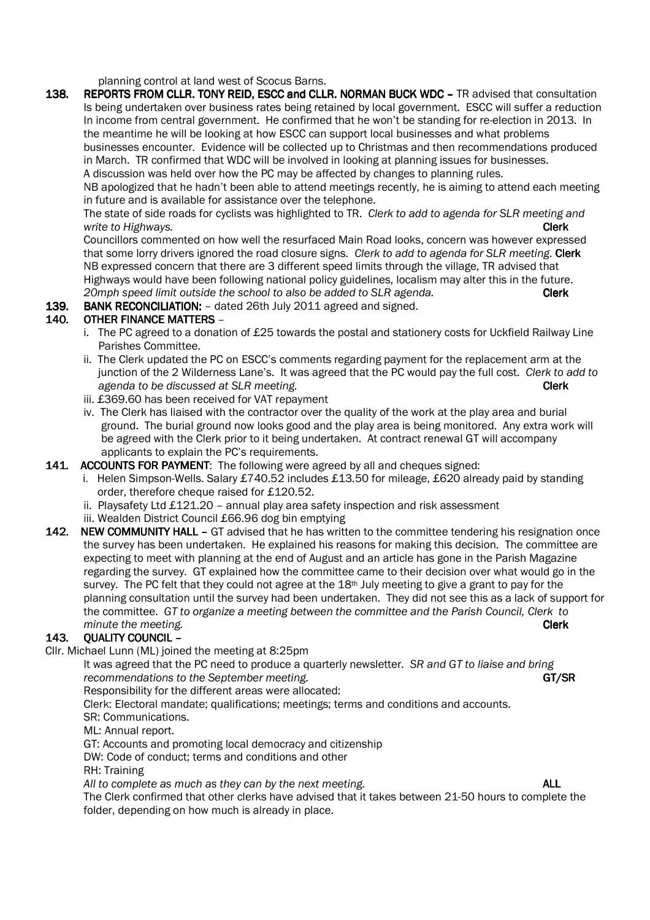planning control at land west of Scocus Barns.

**138. REPORTS FROM CLLR. TONY REID, ESCC and CLLR. NORMAN BUCK WDC –** TR advised that consultation Is being undertaken over business rates being retained by local government. ESCC will suffer a reduction In income from central government. He confirmed that he won't be standing for re-election in 2013. In the meantime he will be looking at how ESCC can support local businesses and what problems businesses encounter. Evidence will be collected up to Christmas and then recommendations produced in March. TR confirmed that WDC will be involved in looking at planning issues for businesses.

A discussion was held over how the PC may be affected by changes to planning rules.

NB apologized that he hadn't been able to attend meetings recently, he is aiming to attend each meeting in future and is available for assistance over the telephone.

The state of side roads for cyclists was highlighted to TR. *Clerk to add to agenda for SLR meeting and write to Highways.* **Clerk**

Councillors commented on how well the resurfaced Main Road looks, concern was however expressed that some lorry drivers ignored the road closure signs. *Clerk to add to agenda for SLR meeting.* **Clerk**

NB expressed concern that there are 3 different speed limits through the village, TR advised that Highways would have been following national policy guidelines, localism may alter this in the future. *20mph speed limit outside the school to also be added to SLR agenda.* **Clerk**

**139. BANK RECONCILIATION:** – dated 26th July 2011 agreed and signed.

**140. OTHER FINANCE MATTERS** –

i. The PC agreed to a donation of £25 towards the postal and stationery costs for Uckfield Railway Line Parishes Committee.

ii. The Clerk updated the PC on ESCC's comments regarding payment for the replacement arm at the junction of the 2 Wilderness Lane's. It was agreed that the PC would pay the full cost. *Clerk to add to agenda to be discussed at SLR meeting.* **Clerk**

iii. £369.60 has been received for VAT repayment

iv. The Clerk has liaised with the contractor over the quality of the work at the play area and burial ground. The burial ground now looks good and the play area is being monitored. Any extra work will be agreed with the Clerk prior to it being undertaken. At contract renewal GT will accompany applicants to explain the PC's requirements.

**141. ACCOUNTS FOR PAYMENT**: The following were agreed by all and cheques signed:

i. Helen Simpson-Wells. Salary £740.52 includes £13.50 for mileage, £620 already paid by standing order, therefore cheque raised for £120.52.

ii. Playsafety Ltd £121.20 – annual play area safety inspection and risk assessment

iii. Wealden District Council £66.96 dog bin emptying

**142. NEW COMMUNITY HALL –** GT advised that he has written to the committee tendering his resignation once the survey has been undertaken. He explained his reasons for making this decision. The committee are expecting to meet with planning at the end of August and an article has gone in the Parish Magazine regarding the survey. GT explained how the committee came to their decision over what would go in the survey. The PC felt that they could not agree at the 18th July meeting to give a grant to pay for the planning consultation until the survey had been undertaken. They did not see this as a lack of support for the committee. *GT to organize a meeting between the committee and the Parish Council, Clerk to minute the meeting.* **Clerk**

**143. QUALITY COUNCIL –**

Cllr. Michael Lunn (ML) joined the meeting at 8:25pm

It was agreed that the PC need to produce a quarterly newsletter. *SR and GT to liaise and bring recommendations to the September meeting.* **GT/SR**

Responsibility for the different areas were allocated:

Clerk: Electoral mandate; qualifications; meetings; terms and conditions and accounts.

SR: Communications.

ML: Annual report.

GT: Accounts and promoting local democracy and citizenship

DW: Code of conduct; terms and conditions and other

RH: Training

*All to complete as much as they can by the next meeting.* **ALL**

The Clerk confirmed that other clerks have advised that it takes between 21-50 hours to complete the folder, depending on how much is already in place.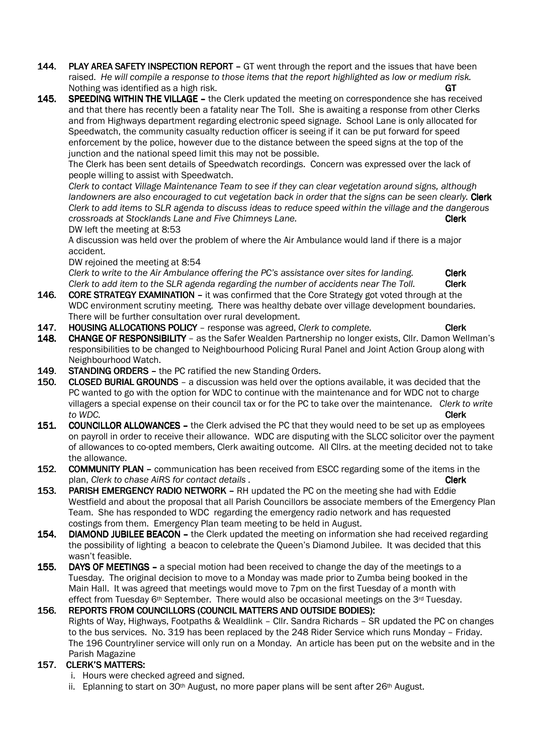**144.** **PLAY AREA SAFETY INSPECTION REPORT** – GT went through the report and the issues that have been raised. *He will compile a response to those items that the report highlighted as low or medium risk.* Nothing was identified as a high risk. **GT**

**145.** **SPEEDING WITHIN THE VILLAGE** – the Clerk updated the meeting on correspondence she has received and that there has recently been a fatality near The Toll. She is awaiting a response from other Clerks and from Highways department regarding electronic speed signage. School Lane is only allocated for Speedwatch, the community casualty reduction officer is seeing if it can be put forward for speed enforcement by the police, however due to the distance between the speed signs at the top of the junction and the national speed limit this may not be possible.

The Clerk has been sent details of Speedwatch recordings. Concern was expressed over the lack of people willing to assist with Speedwatch.

*Clerk to contact Village Maintenance Team to see if they can clear vegetation around signs, although landowners are also encouraged to cut vegetation back in order that the signs can be seen clearly.* **Clerk**

*Clerk to add items to SLR agenda to discuss ideas to reduce speed within the village and the dangerous crossroads at Stocklands Lane and Five Chimneys Lane.* **Clerk**

DW left the meeting at 8:53

A discussion was held over the problem of where the Air Ambulance would land if there is a major accident.

DW rejoined the meeting at 8:54

*Clerk to write to the Air Ambulance offering the PC's assistance over sites for landing.* **Clerk**

*Clerk to add item to the SLR agenda regarding the number of accidents near The Toll.* **Clerk**

**146.** **CORE STRATEGY EXAMINATION** – it was confirmed that the Core Strategy got voted through at the WDC environment scrutiny meeting. There was healthy debate over village development boundaries. There will be further consultation over rural development.

**147.** **HOUSING ALLOCATIONS POLICY** – response was agreed, *Clerk to complete.* **Clerk**

**148.** **CHANGE OF RESPONSIBILITY** – as the Safer Wealden Partnership no longer exists, Cllr. Damon Wellman's responsibilities to be changed to Neighbourhood Policing Rural Panel and Joint Action Group along with Neighbourhood Watch.

**149.** **STANDING ORDERS** – the PC ratified the new Standing Orders.

**150.** **CLOSED BURIAL GROUNDS** – a discussion was held over the options available, it was decided that the PC wanted to go with the option for WDC to continue with the maintenance and for WDC not to charge villagers a special expense on their council tax or for the PC to take over the maintenance. *Clerk to write to WDC.* **Clerk**

**151.** **COUNCILLOR ALLOWANCES** – the Clerk advised the PC that they would need to be set up as employees on payroll in order to receive their allowance. WDC are disputing with the SLCC solicitor over the payment of allowances to co-opted members, Clerk awaiting outcome. All Cllrs. at the meeting decided not to take the allowance.

**152.** **COMMUNITY PLAN** – communication has been received from ESCC regarding some of the items in the plan, *Clerk to chase AiRS for contact details* . **Clerk**

**153.** **PARISH EMERGENCY RADIO NETWORK** – RH updated the PC on the meeting she had with Eddie Westfield and about the proposal that all Parish Councillors be associate members of the Emergency Plan Team. She has responded to WDC regarding the emergency radio network and has requested costings from them. Emergency Plan team meeting to be held in August.

**154.** **DIAMOND JUBILEE BEACON** – the Clerk updated the meeting on information she had received regarding the possibility of lighting a beacon to celebrate the Queen's Diamond Jubilee. It was decided that this wasn't feasible.

**155.** **DAYS OF MEETINGS** – a special motion had been received to change the day of the meetings to a Tuesday. The original decision to move to a Monday was made prior to Zumba being booked in the Main Hall. It was agreed that meetings would move to 7pm on the first Tuesday of a month with effect from Tuesday 6th September. There would also be occasional meetings on the 3rd Tuesday.

**156.** **REPORTS FROM COUNCILLORS (COUNCIL MATTERS AND OUTSIDE BODIES):**

Rights of Way, Highways, Footpaths & Wealdlink – Cllr. Sandra Richards – SR updated the PC on changes to the bus services. No. 319 has been replaced by the 248 Rider Service which runs Monday – Friday. The 196 Countryliner service will only run on a Monday. An article has been put on the website and in the Parish Magazine

**157.** **CLERK'S MATTERS:**

i. Hours were checked agreed and signed.
ii. Eplanning to start on 30th August, no more paper plans will be sent after 26th August.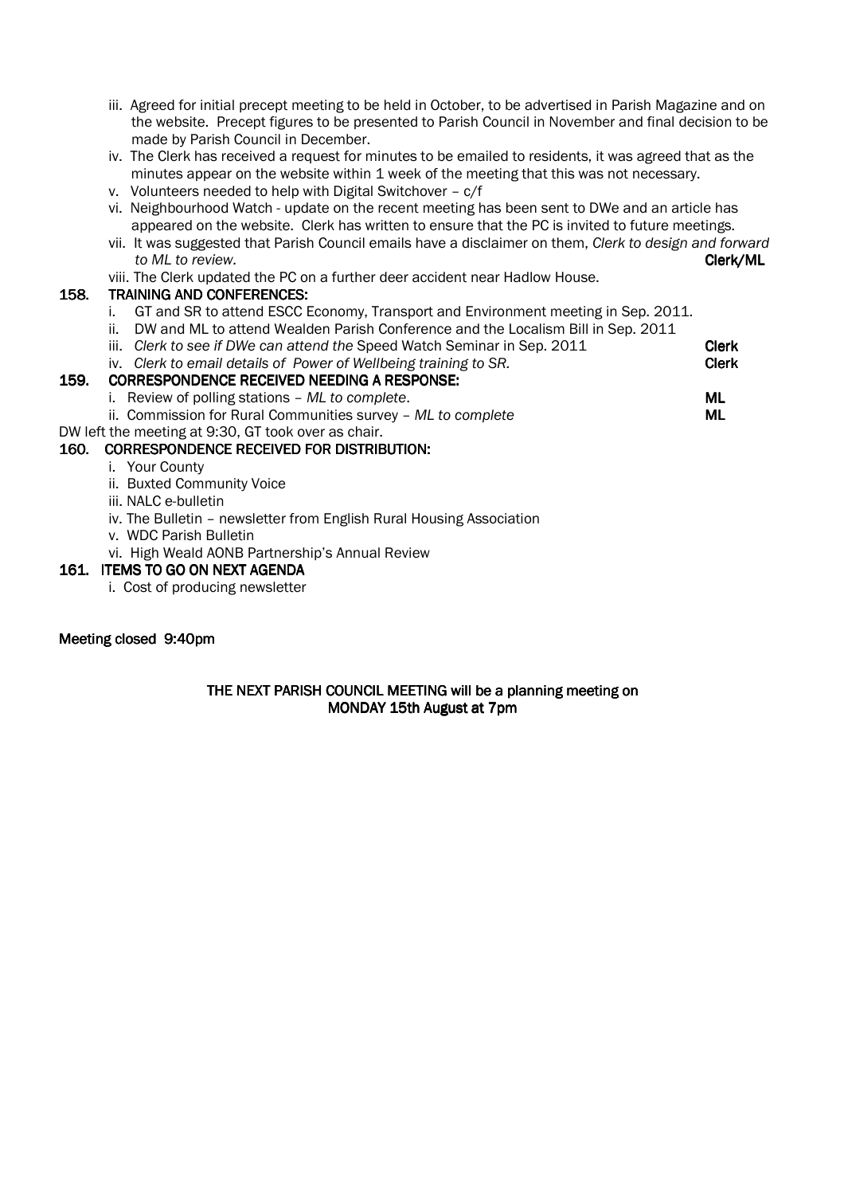iii. Agreed for initial precept meeting to be held in October, to be advertised in Parish Magazine and on the website. Precept figures to be presented to Parish Council in November and final decision to be made by Parish Council in December.

iv. The Clerk has received a request for minutes to be emailed to residents, it was agreed that as the minutes appear on the website within 1 week of the meeting that this was not necessary.

v. Volunteers needed to help with Digital Switchover – c/f

vi. Neighbourhood Watch - update on the recent meeting has been sent to DWe and an article has appeared on the website. Clerk has written to ensure that the PC is invited to future meetings.

vii. It was suggested that Parish Council emails have a disclaimer on them, *Clerk to design and forward to ML to review.* **Clerk/ML**

viii. The Clerk updated the PC on a further deer accident near Hadlow House.

**158. TRAINING AND CONFERENCES:**

i. GT and SR to attend ESCC Economy, Transport and Environment meeting in Sep. 2011.

ii. DW and ML to attend Wealden Parish Conference and the Localism Bill in Sep. 2011

iii. *Clerk to see if DWe can attend the* Speed Watch Seminar in Sep. 2011 **Clerk**

iv. *Clerk to email details of Power of Wellbeing training to SR.* **Clerk**

**159. CORRESPONDENCE RECEIVED NEEDING A RESPONSE:**

i. Review of polling stations – *ML to complete*. **ML**

ii. Commission for Rural Communities survey – *ML to complete* **ML**

DW left the meeting at 9:30, GT took over as chair.

**160. CORRESPONDENCE RECEIVED FOR DISTRIBUTION:**

i. Your County

ii. Buxted Community Voice

iii. NALC e-bulletin

iv. The Bulletin – newsletter from English Rural Housing Association

v. WDC Parish Bulletin

vi. High Weald AONB Partnership's Annual Review

**161. ITEMS TO GO ON NEXT AGENDA**

i. Cost of producing newsletter

**Meeting closed 9:40pm**

**THE NEXT PARISH COUNCIL MEETING will be a planning meeting on MONDAY 15th August at 7pm**